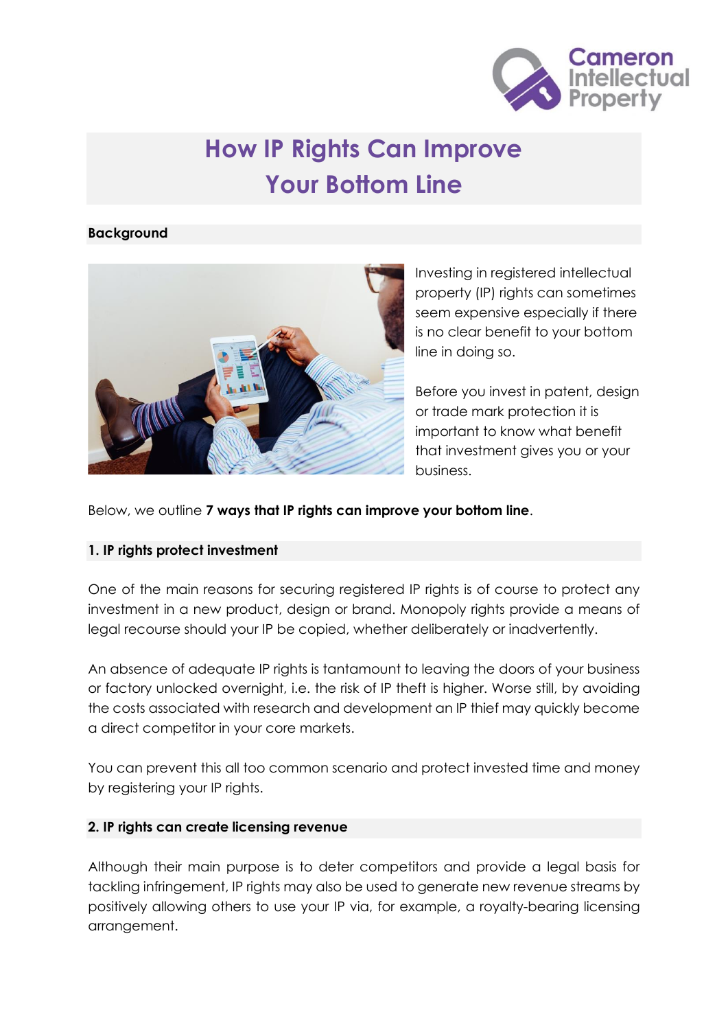# How IP Rights Can Improve Your Bottom Line

## Background

Investing in registered intellectual property (IP) rights can sometimes seem expensive especially if there is no clear benefit to your bottom line in doing so.

Before you invest in patent, design or trade mark protection it is important to know what benefit that investment gives you or your business.

Below, we outline **7 ways that IP rights can improve your bottom line**.

### 1. IP rights protect investment

One of the main reasons for securing registered IP rights is of course to protect any investment in a new product, design or brand. Monopoly rights provide a means of legal recourse should your IP be copied, whether deliberately or inadvertently.

An absence of adequate IP rights is tantamount to leaving the doors of your business or factory unlocked overnight, i.e. the risk of IP theft is higher. Worse still, by avoiding the costs associated with research and development an IP thief may quickly become a direct competitor in your core markets.

You can prevent this all too common scenario and protect invested time and money by registering your IP rights.

### 2. IP rights can create licensing revenue

Although their main purpose is to deter competitors and provide a legal basis for tackling infringement, IP rights may also be used to generate new revenue streams by positively allowing others to use your IP via, for example, a royalty-bearing licensing arrangement.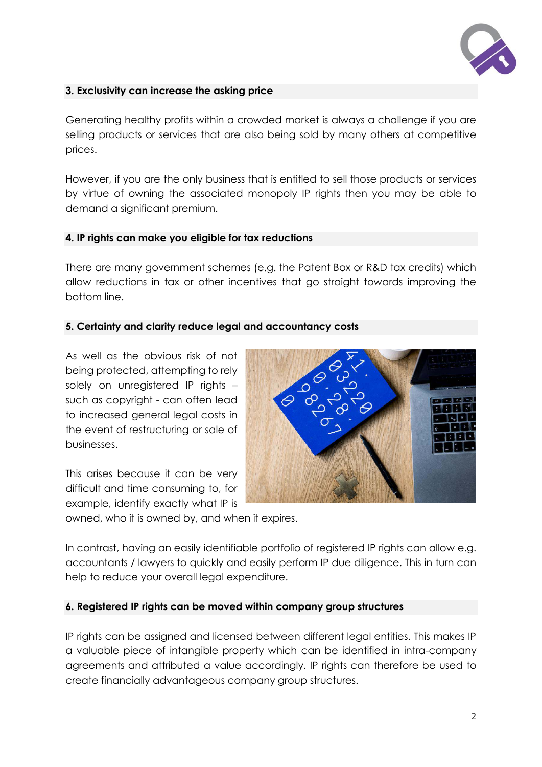### 3. Exclusivity can increase the asking price

Generating healthy profits within a crowded market is always a challenge if you are selling products or services that are also being sold by many others at competitive prices.

However, if you are the only business that is entitled to sell those products or services by virtue of owning the associated monopoly IP rights then you may be able to demand a significant premium.

### 4. IP rights can make you eligible for tax reductions

There are many government schemes (e.g. the Patent Box or R&D tax credits) which allow reductions in tax or other incentives that go straight towards improving the bottom line.

### 5. Certainty and clarity reduce legal and accountancy costs

As well as the obvious risk of not being protected, attempting to rely solely on unregistered IP rights – such as copyright - can often lead to increased general legal costs in the event of restructuring or sale of businesses.

This arises because it can be very difficult and time consuming to, for example, identify exactly what IP is owned, who it is owned by, and when it expires.

In contrast, having an easily identifiable portfolio of registered IP rights can allow e.g. accountants / lawyers to quickly and easily perform IP due diligence. This in turn can help to reduce your overall legal expenditure.

### 6. Registered IP rights can be moved within company group structures

IP rights can be assigned and licensed between different legal entities. This makes IP a valuable piece of intangible property which can be identified in intra-company agreements and attributed a value accordingly. IP rights can therefore be used to create financially advantageous company group structures.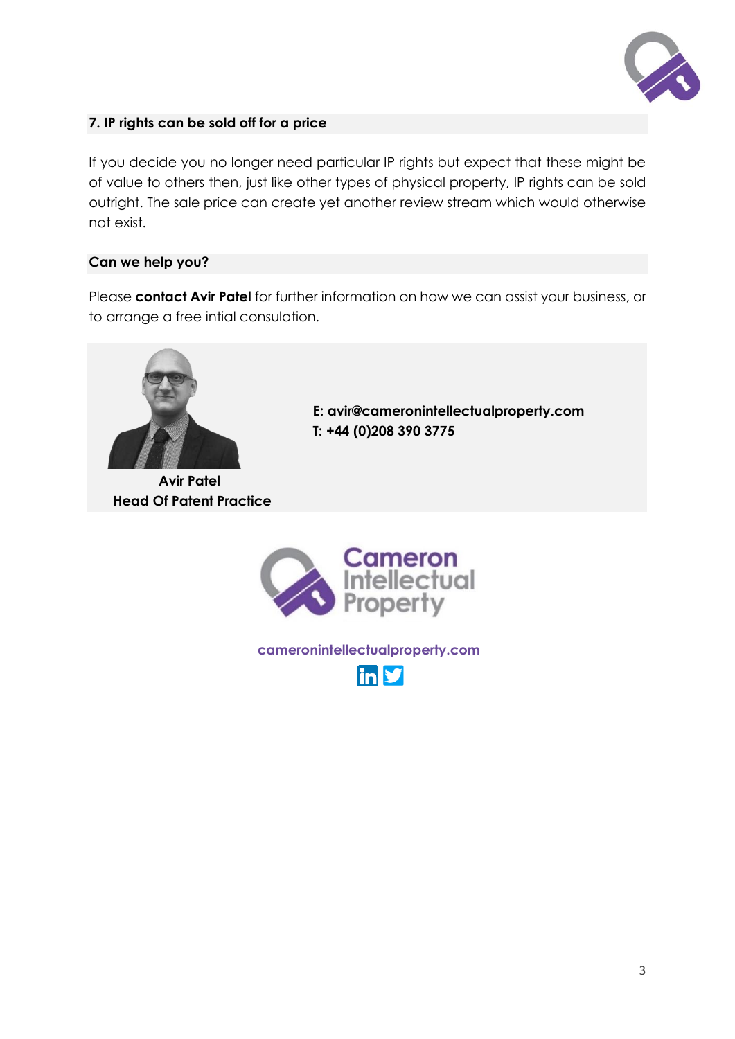### 7. IP rights can be sold off for a price

If you decide you no longer need particular IP rights but expect that these might be of value to others then, just like other types of physical property, IP rights can be sold outright. The sale price can create yet another review stream which would otherwise not exist.

### Can we help you?

Please **contact Avir Patel** for further information on how we can assist your business, or to arrange a free intial consulation.

**Avir Patel**
**Head Of Patent Practice**

**E: avir@cameronintellectualproperty.com**
**T: +44 (0)208 390 3775**

Cameron Intellectual Property

cameronintellectualproperty.com